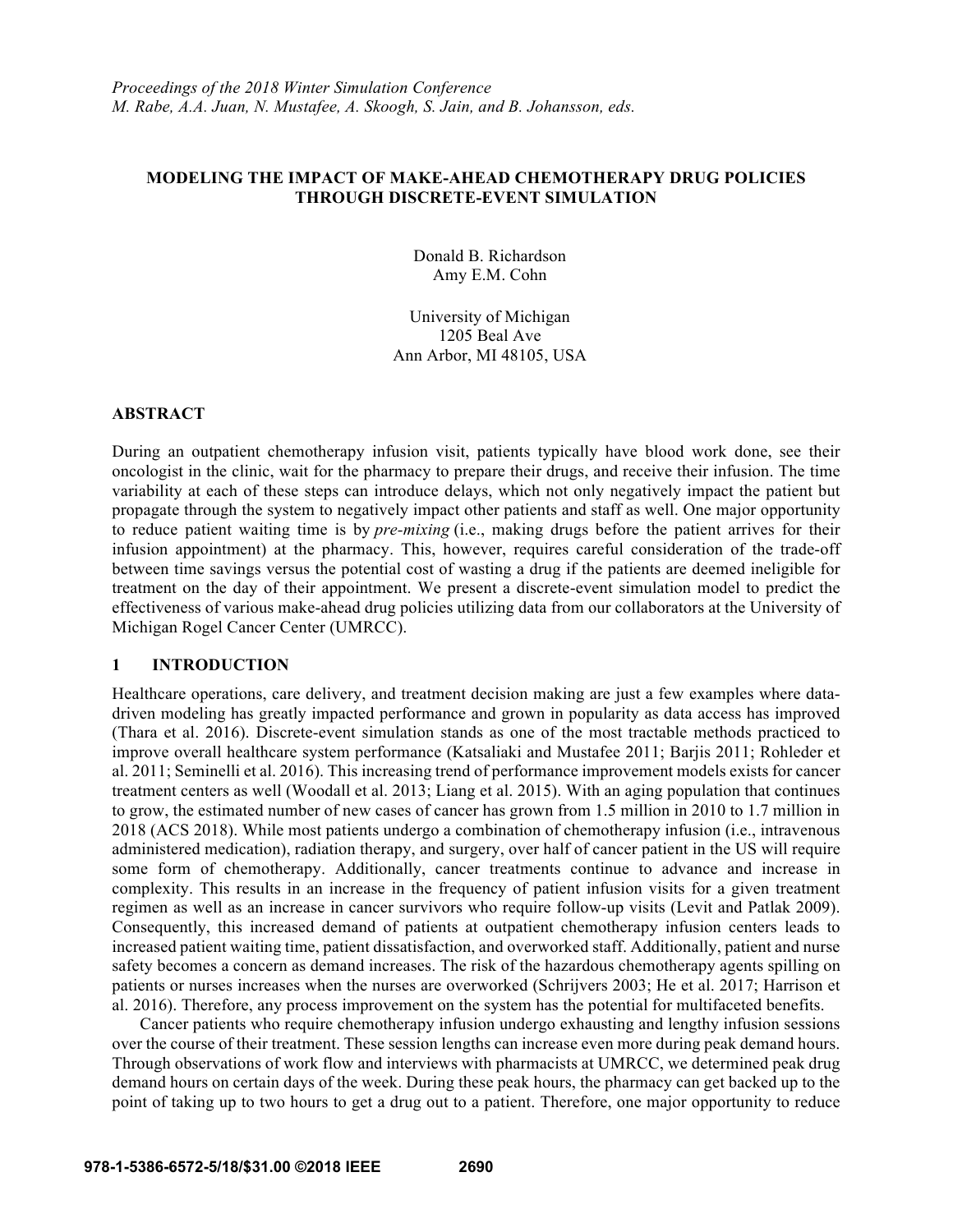# MODELING THE IMPACT OF MAKE-AHEAD CHEMOTHERAPY DRUG POLICIES THROUGH DISCRETE-EVENT SIMULATION

Donald B. Richardson
Amy E.M. Cohn

University of Michigan
1205 Beal Ave
Ann Arbor, MI 48105, USA

## ABSTRACT

During an outpatient chemotherapy infusion visit, patients typically have blood work done, see their oncologist in the clinic, wait for the pharmacy to prepare their drugs, and receive their infusion. The time variability at each of these steps can introduce delays, which not only negatively impact the patient but propagate through the system to negatively impact other patients and staff as well. One major opportunity to reduce patient waiting time is by *pre-mixing* (i.e., making drugs before the patient arrives for their infusion appointment) at the pharmacy. This, however, requires careful consideration of the trade-off between time savings versus the potential cost of wasting a drug if the patients are deemed ineligible for treatment on the day of their appointment. We present a discrete-event simulation model to predict the effectiveness of various make-ahead drug policies utilizing data from our collaborators at the University of Michigan Rogel Cancer Center (UMRCC).

## 1 INTRODUCTION

Healthcare operations, care delivery, and treatment decision making are just a few examples where data-driven modeling has greatly impacted performance and grown in popularity as data access has improved (Thara et al. 2016). Discrete-event simulation stands as one of the most tractable methods practiced to improve overall healthcare system performance (Katsaliaki and Mustafee 2011; Barjis 2011; Rohleder et al. 2011; Seminelli et al. 2016). This increasing trend of performance improvement models exists for cancer treatment centers as well (Woodall et al. 2013; Liang et al. 2015). With an aging population that continues to grow, the estimated number of new cases of cancer has grown from 1.5 million in 2010 to 1.7 million in 2018 (ACS 2018). While most patients undergo a combination of chemotherapy infusion (i.e., intravenous administered medication), radiation therapy, and surgery, over half of cancer patient in the US will require some form of chemotherapy. Additionally, cancer treatments continue to advance and increase in complexity. This results in an increase in the frequency of patient infusion visits for a given treatment regimen as well as an increase in cancer survivors who require follow-up visits (Levit and Patlak 2009). Consequently, this increased demand of patients at outpatient chemotherapy infusion centers leads to increased patient waiting time, patient dissatisfaction, and overworked staff. Additionally, patient and nurse safety becomes a concern as demand increases. The risk of the hazardous chemotherapy agents spilling on patients or nurses increases when the nurses are overworked (Schrijvers 2003; He et al. 2017; Harrison et al. 2016). Therefore, any process improvement on the system has the potential for multifaceted benefits.

Cancer patients who require chemotherapy infusion undergo exhausting and lengthy infusion sessions over the course of their treatment. These session lengths can increase even more during peak demand hours. Through observations of work flow and interviews with pharmacists at UMRCC, we determined peak drug demand hours on certain days of the week. During these peak hours, the pharmacy can get backed up to the point of taking up to two hours to get a drug out to a patient. Therefore, one major opportunity to reduce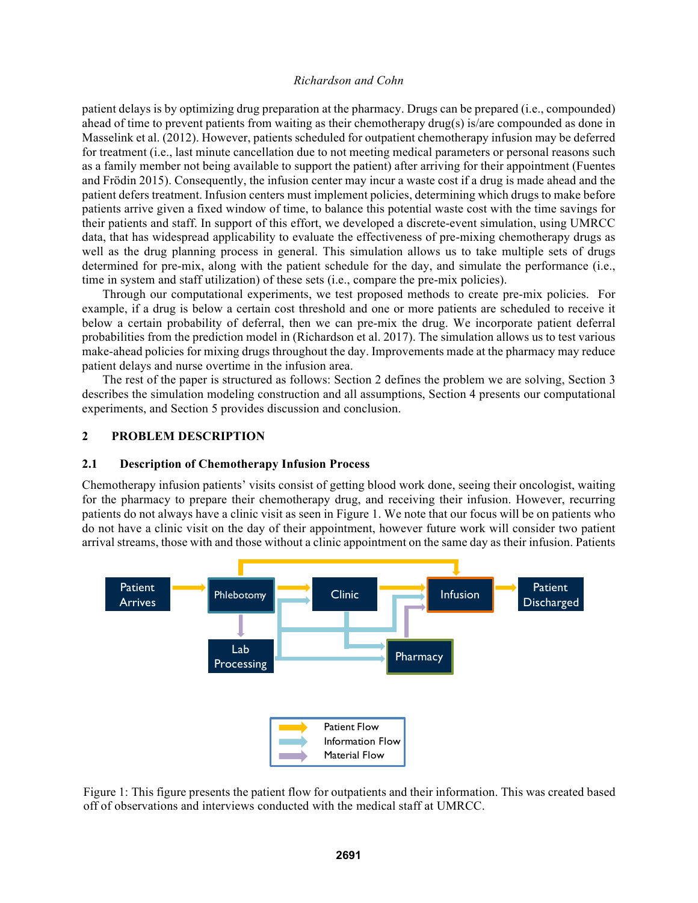patient delays is by optimizing drug preparation at the pharmacy. Drugs can be prepared (i.e., compounded) ahead of time to prevent patients from waiting as their chemotherapy drug(s) is/are compounded as done in Masselink et al. (2012). However, patients scheduled for outpatient chemotherapy infusion may be deferred for treatment (i.e., last minute cancellation due to not meeting medical parameters or personal reasons such as a family member not being available to support the patient) after arriving for their appointment (Fuentes and Frödin 2015). Consequently, the infusion center may incur a waste cost if a drug is made ahead and the patient defers treatment. Infusion centers must implement policies, determining which drugs to make before patients arrive given a fixed window of time, to balance this potential waste cost with the time savings for their patients and staff. In support of this effort, we developed a discrete-event simulation, using UMRCC data, that has widespread applicability to evaluate the effectiveness of pre-mixing chemotherapy drugs as well as the drug planning process in general. This simulation allows us to take multiple sets of drugs determined for pre-mix, along with the patient schedule for the day, and simulate the performance (i.e., time in system and staff utilization) of these sets (i.e., compare the pre-mix policies).

Through our computational experiments, we test proposed methods to create pre-mix policies. For example, if a drug is below a certain cost threshold and one or more patients are scheduled to receive it below a certain probability of deferral, then we can pre-mix the drug. We incorporate patient deferral probabilities from the prediction model in (Richardson et al. 2017). The simulation allows us to test various make-ahead policies for mixing drugs throughout the day. Improvements made at the pharmacy may reduce patient delays and nurse overtime in the infusion area.

The rest of the paper is structured as follows: Section 2 defines the problem we are solving, Section 3 describes the simulation modeling construction and all assumptions, Section 4 presents our computational experiments, and Section 5 provides discussion and conclusion.

## 2 PROBLEM DESCRIPTION

### 2.1 Description of Chemotherapy Infusion Process

Chemotherapy infusion patients' visits consist of getting blood work done, seeing their oncologist, waiting for the pharmacy to prepare their chemotherapy drug, and receiving their infusion. However, recurring patients do not always have a clinic visit as seen in Figure 1. We note that our focus will be on patients who do not have a clinic visit on the day of their appointment, however future work will consider two patient arrival streams, those with and those without a clinic appointment on the same day as their infusion. Patients

Figure 1: This figure presents the patient flow for outpatients and their information. This was created based off of observations and interviews conducted with the medical staff at UMRCC.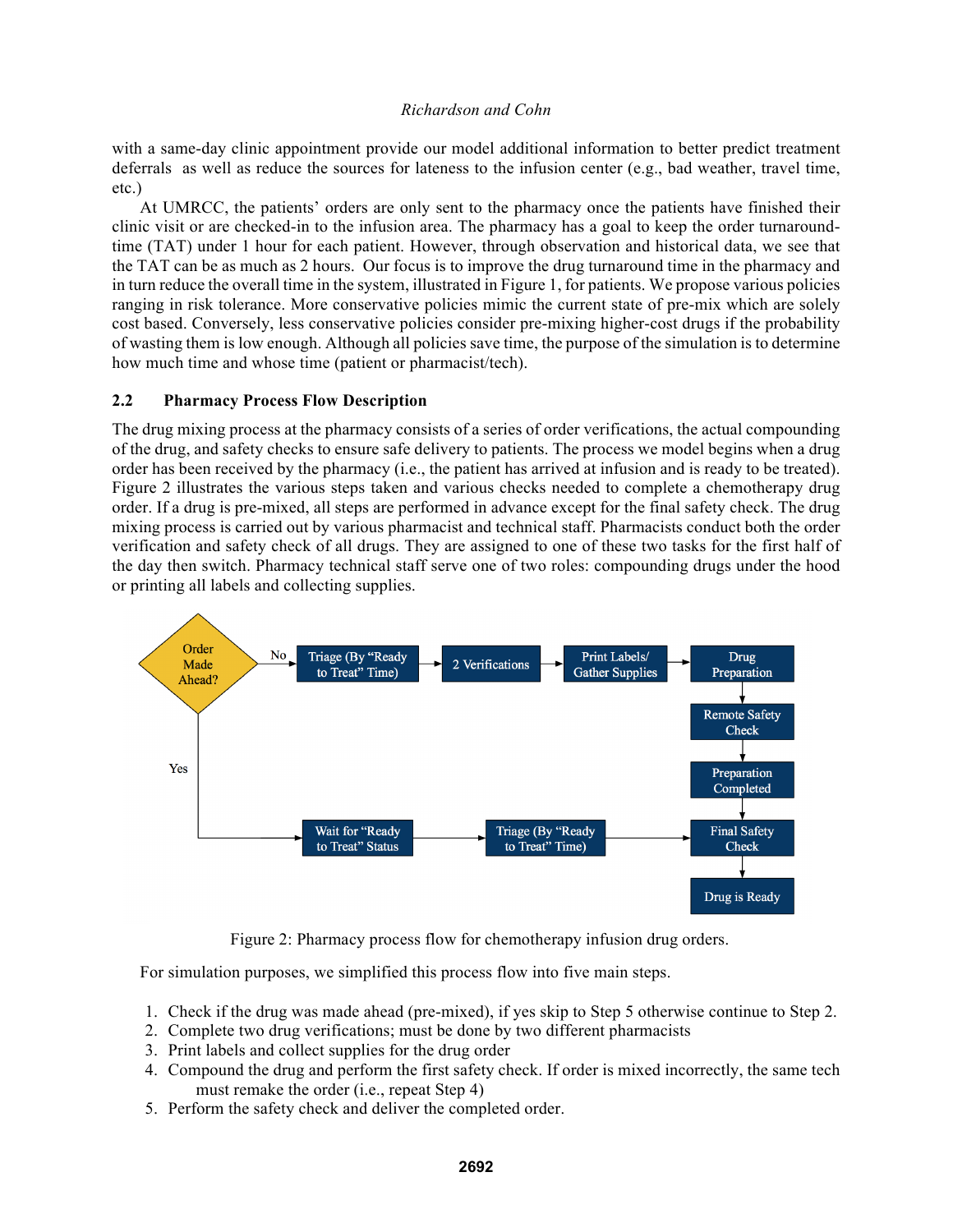with a same-day clinic appointment provide our model additional information to better predict treatment deferrals as well as reduce the sources for lateness to the infusion center (e.g., bad weather, travel time, etc.)

At UMRCC, the patients' orders are only sent to the pharmacy once the patients have finished their clinic visit or are checked-in to the infusion area. The pharmacy has a goal to keep the order turnaround-time (TAT) under 1 hour for each patient. However, through observation and historical data, we see that the TAT can be as much as 2 hours. Our focus is to improve the drug turnaround time in the pharmacy and in turn reduce the overall time in the system, illustrated in Figure 1, for patients. We propose various policies ranging in risk tolerance. More conservative policies mimic the current state of pre-mix which are solely cost based. Conversely, less conservative policies consider pre-mixing higher-cost drugs if the probability of wasting them is low enough. Although all policies save time, the purpose of the simulation is to determine how much time and whose time (patient or pharmacist/tech).

## 2.2 Pharmacy Process Flow Description

The drug mixing process at the pharmacy consists of a series of order verifications, the actual compounding of the drug, and safety checks to ensure safe delivery to patients. The process we model begins when a drug order has been received by the pharmacy (i.e., the patient has arrived at infusion and is ready to be treated). Figure 2 illustrates the various steps taken and various checks needed to complete a chemotherapy drug order. If a drug is pre-mixed, all steps are performed in advance except for the final safety check. The drug mixing process is carried out by various pharmacist and technical staff. Pharmacists conduct both the order verification and safety check of all drugs. They are assigned to one of these two tasks for the first half of the day then switch. Pharmacy technical staff serve one of two roles: compounding drugs under the hood or printing all labels and collecting supplies.

Order Made Ahead? — No → Triage (By "Ready to Treat" Time) → 2 Verifications → Print Labels/ Gather Supplies → Drug Preparation → Remote Safety Check → Preparation Completed → Final Safety Check → Drug is Ready

Order Made Ahead? — Yes → Wait for "Ready to Treat" Status → Triage (By "Ready to Treat" Time) → Final Safety Check → Drug is Ready

Figure 2: Pharmacy process flow for chemotherapy infusion drug orders.

For simulation purposes, we simplified this process flow into five main steps.

1. Check if the drug was made ahead (pre-mixed), if yes skip to Step 5 otherwise continue to Step 2.
2. Complete two drug verifications; must be done by two different pharmacists
3. Print labels and collect supplies for the drug order
4. Compound the drug and perform the first safety check. If order is mixed incorrectly, the same tech must remake the order (i.e., repeat Step 4)
5. Perform the safety check and deliver the completed order.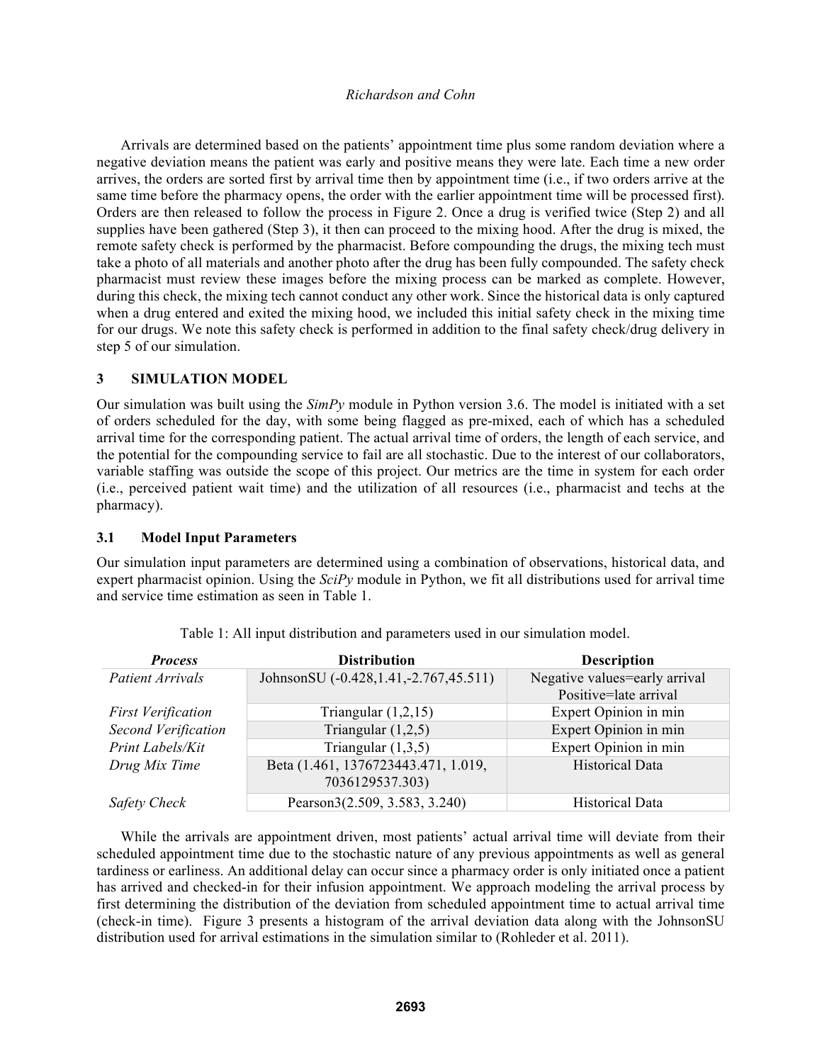Arrivals are determined based on the patients' appointment time plus some random deviation where a negative deviation means the patient was early and positive means they were late. Each time a new order arrives, the orders are sorted first by arrival time then by appointment time (i.e., if two orders arrive at the same time before the pharmacy opens, the order with the earlier appointment time will be processed first). Orders are then released to follow the process in Figure 2. Once a drug is verified twice (Step 2) and all supplies have been gathered (Step 3), it then can proceed to the mixing hood. After the drug is mixed, the remote safety check is performed by the pharmacist. Before compounding the drugs, the mixing tech must take a photo of all materials and another photo after the drug has been fully compounded. The safety check pharmacist must review these images before the mixing process can be marked as complete. However, during this check, the mixing tech cannot conduct any other work. Since the historical data is only captured when a drug entered and exited the mixing hood, we included this initial safety check in the mixing time for our drugs. We note this safety check is performed in addition to the final safety check/drug delivery in step 5 of our simulation.

## 3 SIMULATION MODEL

Our simulation was built using the *SimPy* module in Python version 3.6. The model is initiated with a set of orders scheduled for the day, with some being flagged as pre-mixed, each of which has a scheduled arrival time for the corresponding patient. The actual arrival time of orders, the length of each service, and the potential for the compounding service to fail are all stochastic. Due to the interest of our collaborators, variable staffing was outside the scope of this project. Our metrics are the time in system for each order (i.e., perceived patient wait time) and the utilization of all resources (i.e., pharmacist and techs at the pharmacy).

### 3.1 Model Input Parameters

Our simulation input parameters are determined using a combination of observations, historical data, and expert pharmacist opinion. Using the *SciPy* module in Python, we fit all distributions used for arrival time and service time estimation as seen in Table 1.

Table 1: All input distribution and parameters used in our simulation model.

| *Process* | **Distribution** | **Description** |
|---|---|---|
| *Patient Arrivals* | JohnsonSU (-0.428,1.41,-2.767,45.511) | Negative values=early arrival Positive=late arrival |
| *First Verification* | Triangular (1,2,15) | Expert Opinion in min |
| *Second Verification* | Triangular (1,2,5) | Expert Opinion in min |
| *Print Labels/Kit* | Triangular (1,3,5) | Expert Opinion in min |
| *Drug Mix Time* | Beta (1.461, 1376723443.471, 1.019, 7036129537.303) | Historical Data |
| *Safety Check* | Pearson3(2.509, 3.583, 3.240) | Historical Data |

While the arrivals are appointment driven, most patients' actual arrival time will deviate from their scheduled appointment time due to the stochastic nature of any previous appointments as well as general tardiness or earliness. An additional delay can occur since a pharmacy order is only initiated once a patient has arrived and checked-in for their infusion appointment. We approach modeling the arrival process by first determining the distribution of the deviation from scheduled appointment time to actual arrival time (check-in time). Figure 3 presents a histogram of the arrival deviation data along with the JohnsonSU distribution used for arrival estimations in the simulation similar to (Rohleder et al. 2011).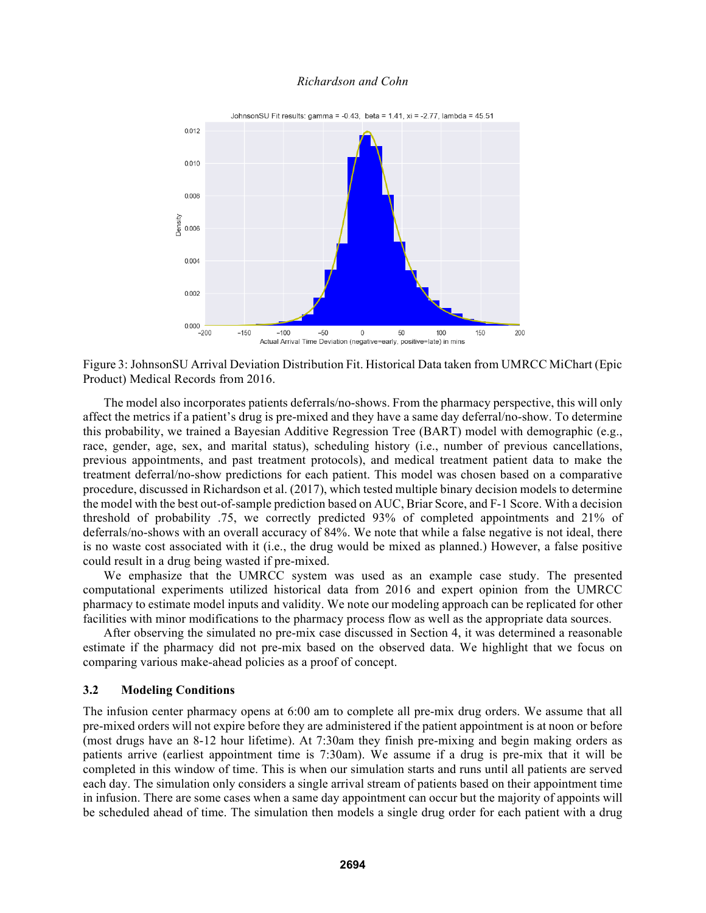Figure 3: JohnsonSU Arrival Deviation Distribution Fit. Historical Data taken from UMRCC MiChart (Epic Product) Medical Records from 2016.

The model also incorporates patients deferrals/no-shows. From the pharmacy perspective, this will only affect the metrics if a patient's drug is pre-mixed and they have a same day deferral/no-show. To determine this probability, we trained a Bayesian Additive Regression Tree (BART) model with demographic (e.g., race, gender, age, sex, and marital status), scheduling history (i.e., number of previous cancellations, previous appointments, and past treatment protocols), and medical treatment patient data to make the treatment deferral/no-show predictions for each patient. This model was chosen based on a comparative procedure, discussed in Richardson et al. (2017), which tested multiple binary decision models to determine the model with the best out-of-sample prediction based on AUC, Briar Score, and F-1 Score. With a decision threshold of probability .75, we correctly predicted 93% of completed appointments and 21% of deferrals/no-shows with an overall accuracy of 84%. We note that while a false negative is not ideal, there is no waste cost associated with it (i.e., the drug would be mixed as planned.) However, a false positive could result in a drug being wasted if pre-mixed.

We emphasize that the UMRCC system was used as an example case study. The presented computational experiments utilized historical data from 2016 and expert opinion from the UMRCC pharmacy to estimate model inputs and validity. We note our modeling approach can be replicated for other facilities with minor modifications to the pharmacy process flow as well as the appropriate data sources.

After observing the simulated no pre-mix case discussed in Section 4, it was determined a reasonable estimate if the pharmacy did not pre-mix based on the observed data. We highlight that we focus on comparing various make-ahead policies as a proof of concept.

### 3.2 Modeling Conditions

The infusion center pharmacy opens at 6:00 am to complete all pre-mix drug orders. We assume that all pre-mixed orders will not expire before they are administered if the patient appointment is at noon or before (most drugs have an 8-12 hour lifetime). At 7:30am they finish pre-mixing and begin making orders as patients arrive (earliest appointment time is 7:30am). We assume if a drug is pre-mix that it will be completed in this window of time. This is when our simulation starts and runs until all patients are served each day. The simulation only considers a single arrival stream of patients based on their appointment time in infusion. There are some cases when a same day appointment can occur but the majority of appoints will be scheduled ahead of time. The simulation then models a single drug order for each patient with a drug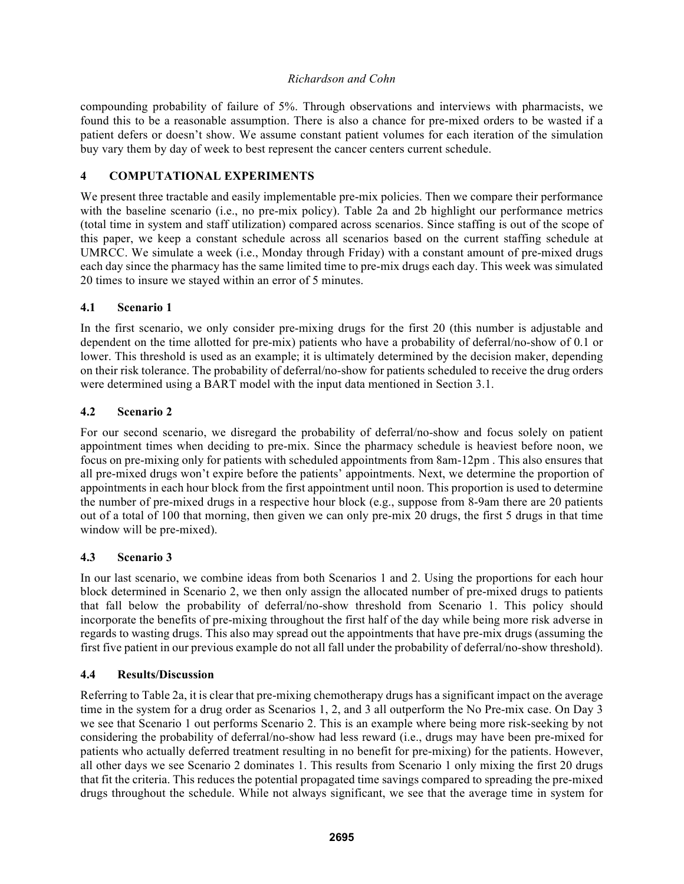compounding probability of failure of 5%. Through observations and interviews with pharmacists, we found this to be a reasonable assumption. There is also a chance for pre-mixed orders to be wasted if a patient defers or doesn't show. We assume constant patient volumes for each iteration of the simulation buy vary them by day of week to best represent the cancer centers current schedule.

## 4 COMPUTATIONAL EXPERIMENTS

We present three tractable and easily implementable pre-mix policies. Then we compare their performance with the baseline scenario (i.e., no pre-mix policy). Table 2a and 2b highlight our performance metrics (total time in system and staff utilization) compared across scenarios. Since staffing is out of the scope of this paper, we keep a constant schedule across all scenarios based on the current staffing schedule at UMRCC. We simulate a week (i.e., Monday through Friday) with a constant amount of pre-mixed drugs each day since the pharmacy has the same limited time to pre-mix drugs each day. This week was simulated 20 times to insure we stayed within an error of 5 minutes.

### 4.1 Scenario 1

In the first scenario, we only consider pre-mixing drugs for the first 20 (this number is adjustable and dependent on the time allotted for pre-mix) patients who have a probability of deferral/no-show of 0.1 or lower. This threshold is used as an example; it is ultimately determined by the decision maker, depending on their risk tolerance. The probability of deferral/no-show for patients scheduled to receive the drug orders were determined using a BART model with the input data mentioned in Section 3.1.

### 4.2 Scenario 2

For our second scenario, we disregard the probability of deferral/no-show and focus solely on patient appointment times when deciding to pre-mix. Since the pharmacy schedule is heaviest before noon, we focus on pre-mixing only for patients with scheduled appointments from 8am-12pm . This also ensures that all pre-mixed drugs won't expire before the patients' appointments. Next, we determine the proportion of appointments in each hour block from the first appointment until noon. This proportion is used to determine the number of pre-mixed drugs in a respective hour block (e.g., suppose from 8-9am there are 20 patients out of a total of 100 that morning, then given we can only pre-mix 20 drugs, the first 5 drugs in that time window will be pre-mixed).

### 4.3 Scenario 3

In our last scenario, we combine ideas from both Scenarios 1 and 2. Using the proportions for each hour block determined in Scenario 2, we then only assign the allocated number of pre-mixed drugs to patients that fall below the probability of deferral/no-show threshold from Scenario 1. This policy should incorporate the benefits of pre-mixing throughout the first half of the day while being more risk adverse in regards to wasting drugs. This also may spread out the appointments that have pre-mix drugs (assuming the first five patient in our previous example do not all fall under the probability of deferral/no-show threshold).

### 4.4 Results/Discussion

Referring to Table 2a, it is clear that pre-mixing chemotherapy drugs has a significant impact on the average time in the system for a drug order as Scenarios 1, 2, and 3 all outperform the No Pre-mix case. On Day 3 we see that Scenario 1 out performs Scenario 2. This is an example where being more risk-seeking by not considering the probability of deferral/no-show had less reward (i.e., drugs may have been pre-mixed for patients who actually deferred treatment resulting in no benefit for pre-mixing) for the patients. However, all other days we see Scenario 2 dominates 1. This results from Scenario 1 only mixing the first 20 drugs that fit the criteria. This reduces the potential propagated time savings compared to spreading the pre-mixed drugs throughout the schedule. While not always significant, we see that the average time in system for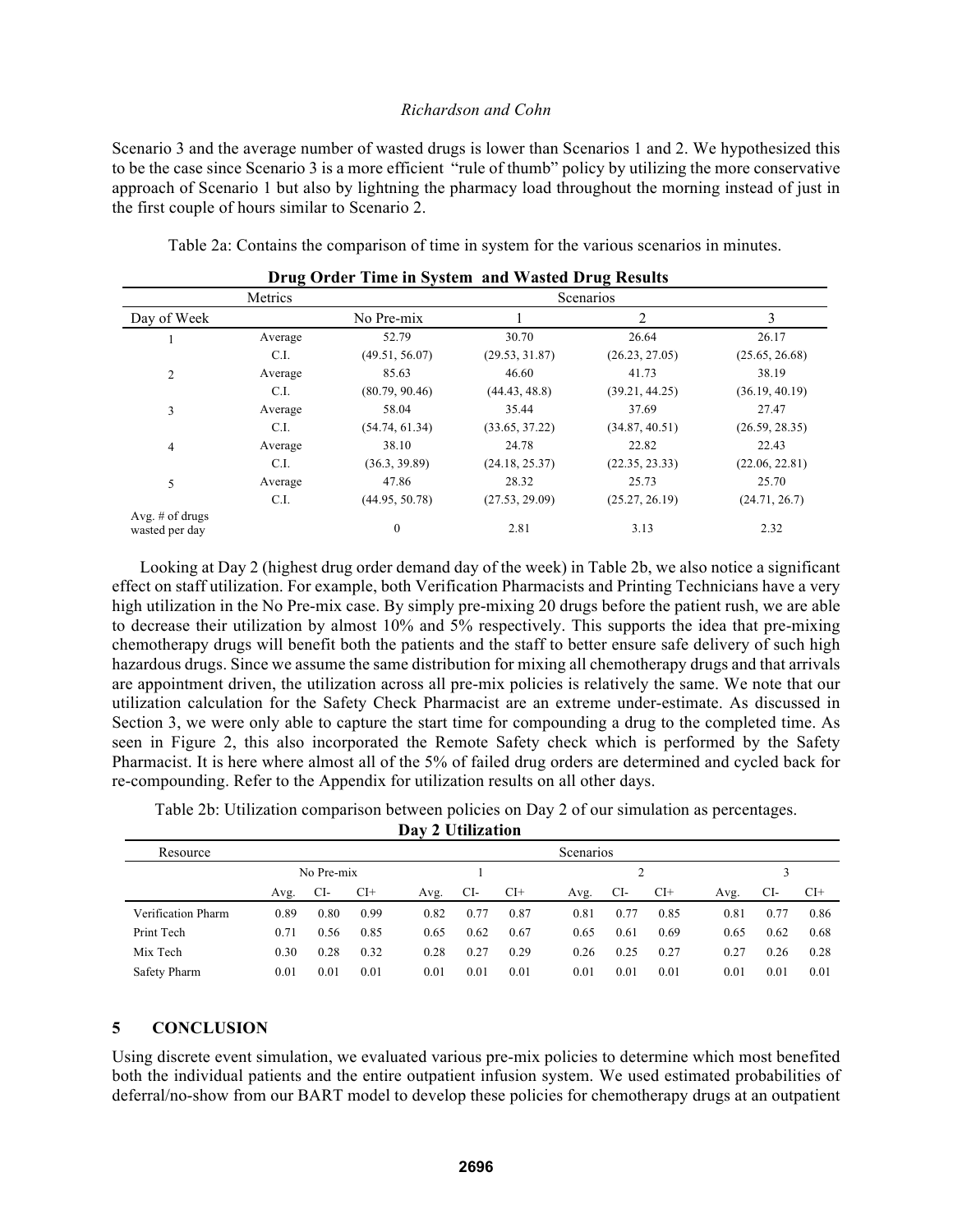Scenario 3 and the average number of wasted drugs is lower than Scenarios 1 and 2. We hypothesized this to be the case since Scenario 3 is a more efficient "rule of thumb" policy by utilizing the more conservative approach of Scenario 1 but also by lightning the pharmacy load throughout the morning instead of just in the first couple of hours similar to Scenario 2.

Table 2a: Contains the comparison of time in system for the various scenarios in minutes.

**Drug Order Time in System and Wasted Drug Results**

| Metrics | | Scenarios | | | |
|---|---|---|---|---|---|
| Day of Week | | No Pre-mix | 1 | 2 | 3 |
| 1 | Average | 52.79 | 30.70 | 26.64 | 26.17 |
| | C.I. | (49.51, 56.07) | (29.53, 31.87) | (26.23, 27.05) | (25.65, 26.68) |
| 2 | Average | 85.63 | 46.60 | 41.73 | 38.19 |
| | C.I. | (80.79, 90.46) | (44.43, 48.8) | (39.21, 44.25) | (36.19, 40.19) |
| 3 | Average | 58.04 | 35.44 | 37.69 | 27.47 |
| | C.I. | (54.74, 61.34) | (33.65, 37.22) | (34.87, 40.51) | (26.59, 28.35) |
| 4 | Average | 38.10 | 24.78 | 22.82 | 22.43 |
| | C.I. | (36.3, 39.89) | (24.18, 25.37) | (22.35, 23.33) | (22.06, 22.81) |
| 5 | Average | 47.86 | 28.32 | 25.73 | 25.70 |
| | C.I. | (44.95, 50.78) | (27.53, 29.09) | (25.27, 26.19) | (24.71, 26.7) |
| Avg. # of drugs wasted per day | | 0 | 2.81 | 3.13 | 2.32 |

Looking at Day 2 (highest drug order demand day of the week) in Table 2b, we also notice a significant effect on staff utilization. For example, both Verification Pharmacists and Printing Technicians have a very high utilization in the No Pre-mix case. By simply pre-mixing 20 drugs before the patient rush, we are able to decrease their utilization by almost 10% and 5% respectively. This supports the idea that pre-mixing chemotherapy drugs will benefit both the patients and the staff to better ensure safe delivery of such high hazardous drugs. Since we assume the same distribution for mixing all chemotherapy drugs and that arrivals are appointment driven, the utilization across all pre-mix policies is relatively the same. We note that our utilization calculation for the Safety Check Pharmacist are an extreme under-estimate. As discussed in Section 3, we were only able to capture the start time for compounding a drug to the completed time. As seen in Figure 2, this also incorporated the Remote Safety check which is performed by the Safety Pharmacist. It is here where almost all of the 5% of failed drug orders are determined and cycled back for re-compounding. Refer to the Appendix for utilization results on all other days.

Table 2b: Utilization comparison between policies on Day 2 of our simulation as percentages.

**Day 2 Utilization**

| Resource | Scenarios | | | | | | | | | | | |
|---|---|---|---|---|---|---|---|---|---|---|---|---|
| | No Pre-mix | | | 1 | | | 2 | | | 3 | | |
| | Avg. | CI- | CI+ | Avg. | CI- | CI+ | Avg. | CI- | CI+ | Avg. | CI- | CI+ |
| Verification Pharm | 0.89 | 0.80 | 0.99 | 0.82 | 0.77 | 0.87 | 0.81 | 0.77 | 0.85 | 0.81 | 0.77 | 0.86 |
| Print Tech | 0.71 | 0.56 | 0.85 | 0.65 | 0.62 | 0.67 | 0.65 | 0.61 | 0.69 | 0.65 | 0.62 | 0.68 |
| Mix Tech | 0.30 | 0.28 | 0.32 | 0.28 | 0.27 | 0.29 | 0.26 | 0.25 | 0.27 | 0.27 | 0.26 | 0.28 |
| Safety Pharm | 0.01 | 0.01 | 0.01 | 0.01 | 0.01 | 0.01 | 0.01 | 0.01 | 0.01 | 0.01 | 0.01 | 0.01 |

## 5 CONCLUSION

Using discrete event simulation, we evaluated various pre-mix policies to determine which most benefited both the individual patients and the entire outpatient infusion system. We used estimated probabilities of deferral/no-show from our BART model to develop these policies for chemotherapy drugs at an outpatient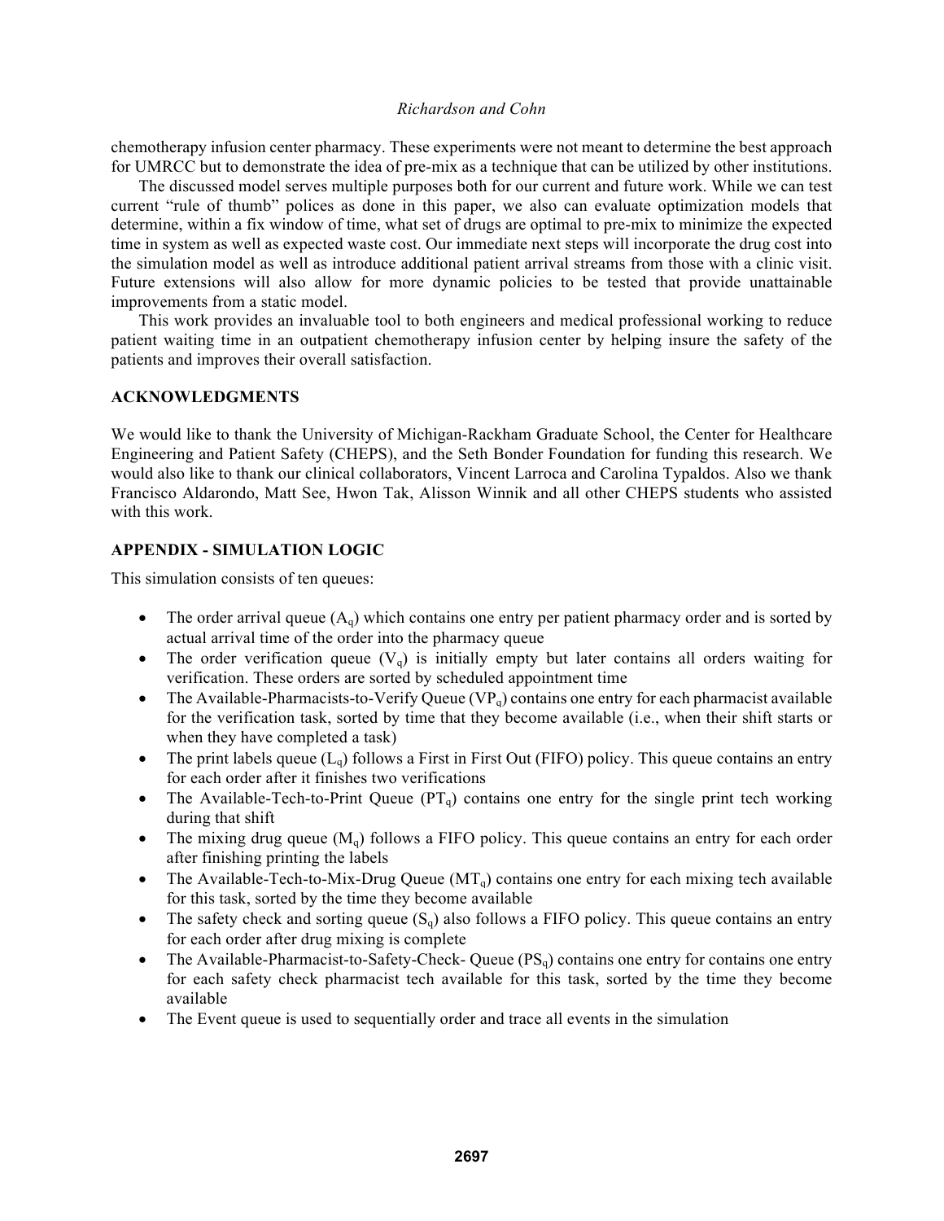chemotherapy infusion center pharmacy. These experiments were not meant to determine the best approach for UMRCC but to demonstrate the idea of pre-mix as a technique that can be utilized by other institutions.

The discussed model serves multiple purposes both for our current and future work. While we can test current "rule of thumb" polices as done in this paper, we also can evaluate optimization models that determine, within a fix window of time, what set of drugs are optimal to pre-mix to minimize the expected time in system as well as expected waste cost. Our immediate next steps will incorporate the drug cost into the simulation model as well as introduce additional patient arrival streams from those with a clinic visit. Future extensions will also allow for more dynamic policies to be tested that provide unattainable improvements from a static model.

This work provides an invaluable tool to both engineers and medical professional working to reduce patient waiting time in an outpatient chemotherapy infusion center by helping insure the safety of the patients and improves their overall satisfaction.

## ACKNOWLEDGMENTS

We would like to thank the University of Michigan-Rackham Graduate School, the Center for Healthcare Engineering and Patient Safety (CHEPS), and the Seth Bonder Foundation for funding this research. We would also like to thank our clinical collaborators, Vincent Larroca and Carolina Typaldos. Also we thank Francisco Aldarondo, Matt See, Hwon Tak, Alisson Winnik and all other CHEPS students who assisted with this work.

## APPENDIX - SIMULATION LOGIC

This simulation consists of ten queues:

- The order arrival queue ($A_q$) which contains one entry per patient pharmacy order and is sorted by actual arrival time of the order into the pharmacy queue
- The order verification queue ($V_q$) is initially empty but later contains all orders waiting for verification. These orders are sorted by scheduled appointment time
- The Available-Pharmacists-to-Verify Queue ($VP_q$) contains one entry for each pharmacist available for the verification task, sorted by time that they become available (i.e., when their shift starts or when they have completed a task)
- The print labels queue ($L_q$) follows a First in First Out (FIFO) policy. This queue contains an entry for each order after it finishes two verifications
- The Available-Tech-to-Print Queue ($PT_q$) contains one entry for the single print tech working during that shift
- The mixing drug queue ($M_q$) follows a FIFO policy. This queue contains an entry for each order after finishing printing the labels
- The Available-Tech-to-Mix-Drug Queue ($MT_q$) contains one entry for each mixing tech available for this task, sorted by the time they become available
- The safety check and sorting queue ($S_q$) also follows a FIFO policy. This queue contains an entry for each order after drug mixing is complete
- The Available-Pharmacist-to-Safety-Check- Queue ($PS_q$) contains one entry for contains one entry for each safety check pharmacist tech available for this task, sorted by the time they become available
- The Event queue is used to sequentially order and trace all events in the simulation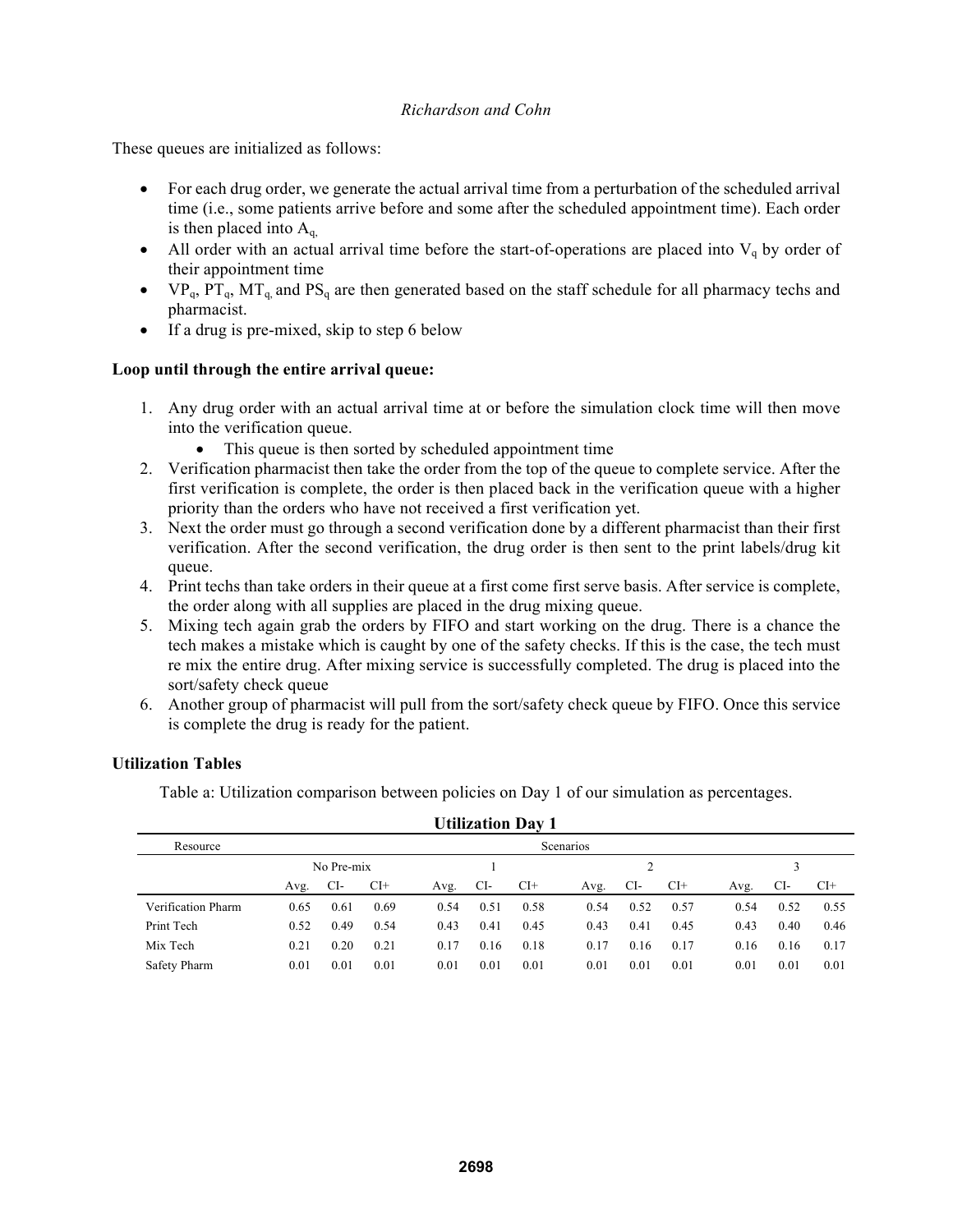These queues are initialized as follows:

- For each drug order, we generate the actual arrival time from a perturbation of the scheduled arrival time (i.e., some patients arrive before and some after the scheduled appointment time). Each order is then placed into $A_q$,
- All order with an actual arrival time before the start-of-operations are placed into $V_q$ by order of their appointment time
- $VP_q$, $PT_q$, $MT_q$, and $PS_q$ are then generated based on the staff schedule for all pharmacy techs and pharmacist.
- If a drug is pre-mixed, skip to step 6 below

**Loop until through the entire arrival queue:**

1. Any drug order with an actual arrival time at or before the simulation clock time will then move into the verification queue.
   - This queue is then sorted by scheduled appointment time
2. Verification pharmacist then take the order from the top of the queue to complete service. After the first verification is complete, the order is then placed back in the verification queue with a higher priority than the orders who have not received a first verification yet.
3. Next the order must go through a second verification done by a different pharmacist than their first verification. After the second verification, the drug order is then sent to the print labels/drug kit queue.
4. Print techs than take orders in their queue at a first come first serve basis. After service is complete, the order along with all supplies are placed in the drug mixing queue.
5. Mixing tech again grab the orders by FIFO and start working on the drug. There is a chance the tech makes a mistake which is caught by one of the safety checks. If this is the case, the tech must re mix the entire drug. After mixing service is successfully completed. The drug is placed into the sort/safety check queue
6. Another group of pharmacist will pull from the sort/safety check queue by FIFO. Once this service is complete the drug is ready for the patient.

**Utilization Tables**

Table a: Utilization comparison between policies on Day 1 of our simulation as percentages.

**Utilization Day 1**

| Resource | Scenarios | | | | | | | | | | | |
|---|---|---|---|---|---|---|---|---|---|---|---|---|
| | No Pre-mix | | | 1 | | | 2 | | | 3 | | |
| | Avg. | CI- | CI+ | Avg. | CI- | CI+ | Avg. | CI- | CI+ | Avg. | CI- | CI+ |
| Verification Pharm | 0.65 | 0.61 | 0.69 | 0.54 | 0.51 | 0.58 | 0.54 | 0.52 | 0.57 | 0.54 | 0.52 | 0.55 |
| Print Tech | 0.52 | 0.49 | 0.54 | 0.43 | 0.41 | 0.45 | 0.43 | 0.41 | 0.45 | 0.43 | 0.40 | 0.46 |
| Mix Tech | 0.21 | 0.20 | 0.21 | 0.17 | 0.16 | 0.18 | 0.17 | 0.16 | 0.17 | 0.16 | 0.16 | 0.17 |
| Safety Pharm | 0.01 | 0.01 | 0.01 | 0.01 | 0.01 | 0.01 | 0.01 | 0.01 | 0.01 | 0.01 | 0.01 | 0.01 |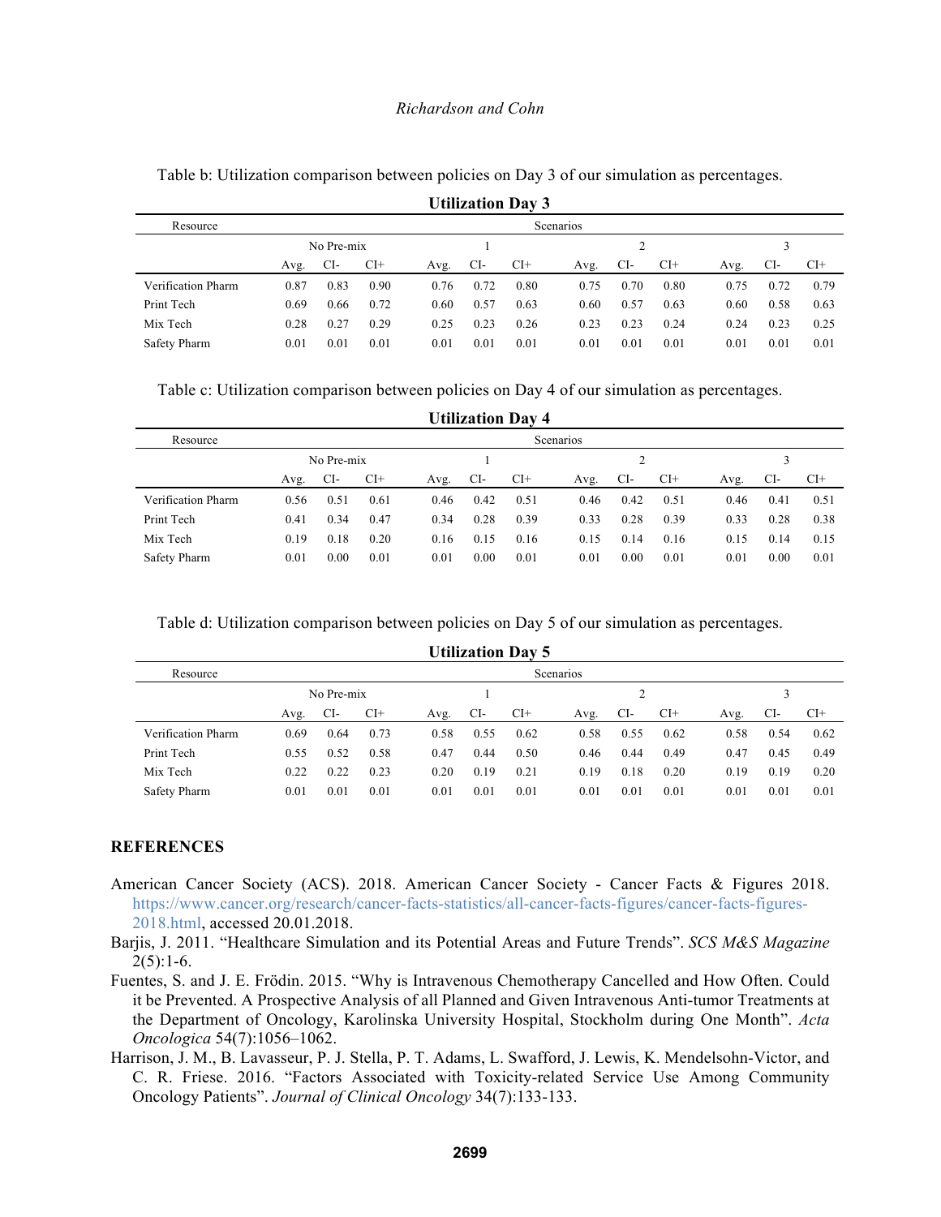Table b: Utilization comparison between policies on Day 3 of our simulation as percentages.

| Utilization Day 3 | | | | | | | | | | | | |
|---|---|---|---|---|---|---|---|---|---|---|---|---|
| Resource | Scenarios | | | | | | | | | | | |
| | No Pre-mix | | | 1 | | | 2 | | | 3 | | |
| | Avg. | CI- | CI+ | Avg. | CI- | CI+ | Avg. | CI- | CI+ | Avg. | CI- | CI+ |
| Verification Pharm | 0.87 | 0.83 | 0.90 | 0.76 | 0.72 | 0.80 | 0.75 | 0.70 | 0.80 | 0.75 | 0.72 | 0.79 |
| Print Tech | 0.69 | 0.66 | 0.72 | 0.60 | 0.57 | 0.63 | 0.60 | 0.57 | 0.63 | 0.60 | 0.58 | 0.63 |
| Mix Tech | 0.28 | 0.27 | 0.29 | 0.25 | 0.23 | 0.26 | 0.23 | 0.23 | 0.24 | 0.24 | 0.23 | 0.25 |
| Safety Pharm | 0.01 | 0.01 | 0.01 | 0.01 | 0.01 | 0.01 | 0.01 | 0.01 | 0.01 | 0.01 | 0.01 | 0.01 |

Table c: Utilization comparison between policies on Day 4 of our simulation as percentages.

| Utilization Day 4 | | | | | | | | | | | | |
|---|---|---|---|---|---|---|---|---|---|---|---|---|
| Resource | Scenarios | | | | | | | | | | | |
| | No Pre-mix | | | 1 | | | 2 | | | 3 | | |
| | Avg. | CI- | CI+ | Avg. | CI- | CI+ | Avg. | CI- | CI+ | Avg. | CI- | CI+ |
| Verification Pharm | 0.56 | 0.51 | 0.61 | 0.46 | 0.42 | 0.51 | 0.46 | 0.42 | 0.51 | 0.46 | 0.41 | 0.51 |
| Print Tech | 0.41 | 0.34 | 0.47 | 0.34 | 0.28 | 0.39 | 0.33 | 0.28 | 0.39 | 0.33 | 0.28 | 0.38 |
| Mix Tech | 0.19 | 0.18 | 0.20 | 0.16 | 0.15 | 0.16 | 0.15 | 0.14 | 0.16 | 0.15 | 0.14 | 0.15 |
| Safety Pharm | 0.01 | 0.00 | 0.01 | 0.01 | 0.00 | 0.01 | 0.01 | 0.00 | 0.01 | 0.01 | 0.00 | 0.01 |

Table d: Utilization comparison between policies on Day 5 of our simulation as percentages.

| Utilization Day 5 | | | | | | | | | | | | |
|---|---|---|---|---|---|---|---|---|---|---|---|---|
| Resource | Scenarios | | | | | | | | | | | |
| | No Pre-mix | | | 1 | | | 2 | | | 3 | | |
| | Avg. | CI- | CI+ | Avg. | CI- | CI+ | Avg. | CI- | CI+ | Avg. | CI- | CI+ |
| Verification Pharm | 0.69 | 0.64 | 0.73 | 0.58 | 0.55 | 0.62 | 0.58 | 0.55 | 0.62 | 0.58 | 0.54 | 0.62 |
| Print Tech | 0.55 | 0.52 | 0.58 | 0.47 | 0.44 | 0.50 | 0.46 | 0.44 | 0.49 | 0.47 | 0.45 | 0.49 |
| Mix Tech | 0.22 | 0.22 | 0.23 | 0.20 | 0.19 | 0.21 | 0.19 | 0.18 | 0.20 | 0.19 | 0.19 | 0.20 |
| Safety Pharm | 0.01 | 0.01 | 0.01 | 0.01 | 0.01 | 0.01 | 0.01 | 0.01 | 0.01 | 0.01 | 0.01 | 0.01 |

## REFERENCES

American Cancer Society (ACS). 2018. American Cancer Society - Cancer Facts & Figures 2018. https://www.cancer.org/research/cancer-facts-statistics/all-cancer-facts-figures/cancer-facts-figures-2018.html, accessed 20.01.2018.

Barjis, J. 2011. "Healthcare Simulation and its Potential Areas and Future Trends". *SCS M&S Magazine* 2(5):1-6.

Fuentes, S. and J. E. Frödin. 2015. "Why is Intravenous Chemotherapy Cancelled and How Often. Could it be Prevented. A Prospective Analysis of all Planned and Given Intravenous Anti-tumor Treatments at the Department of Oncology, Karolinska University Hospital, Stockholm during One Month". *Acta Oncologica* 54(7):1056–1062.

Harrison, J. M., B. Lavasseur, P. J. Stella, P. T. Adams, L. Swafford, J. Lewis, K. Mendelsohn-Victor, and C. R. Friese. 2016. "Factors Associated with Toxicity-related Service Use Among Community Oncology Patients". *Journal of Clinical Oncology* 34(7):133-133.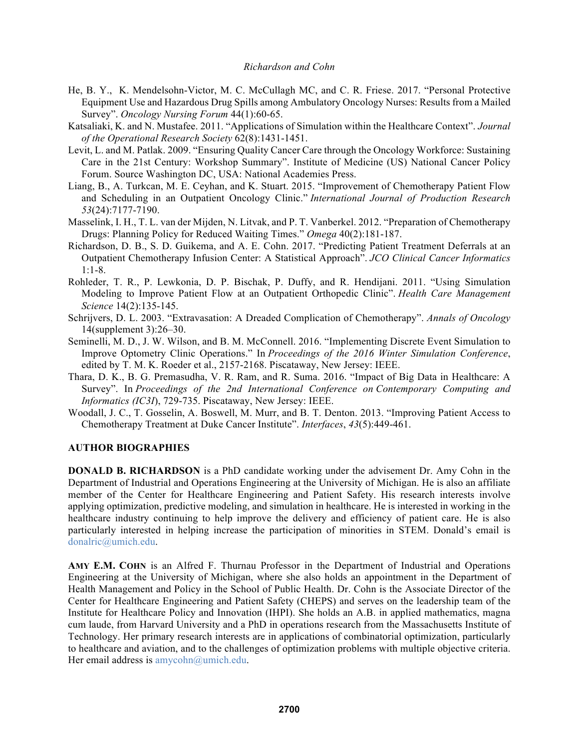He, B. Y., K. Mendelsohn-Victor, M. C. McCullagh MC, and C. R. Friese. 2017. "Personal Protective Equipment Use and Hazardous Drug Spills among Ambulatory Oncology Nurses: Results from a Mailed Survey". *Oncology Nursing Forum* 44(1):60-65.

Katsaliaki, K. and N. Mustafee. 2011. "Applications of Simulation within the Healthcare Context". *Journal of the Operational Research Society* 62(8):1431-1451.

Levit, L. and M. Patlak. 2009. "Ensuring Quality Cancer Care through the Oncology Workforce: Sustaining Care in the 21st Century: Workshop Summary". Institute of Medicine (US) National Cancer Policy Forum. Source Washington DC, USA: National Academies Press.

Liang, B., A. Turkcan, M. E. Ceyhan, and K. Stuart. 2015. "Improvement of Chemotherapy Patient Flow and Scheduling in an Outpatient Oncology Clinic." *International Journal of Production Research 53*(24):7177-7190.

Masselink, I. H., T. L. van der Mijden, N. Litvak, and P. T. Vanberkel. 2012. "Preparation of Chemotherapy Drugs: Planning Policy for Reduced Waiting Times." *Omega* 40(2):181-187.

Richardson, D. B., S. D. Guikema, and A. E. Cohn. 2017. "Predicting Patient Treatment Deferrals at an Outpatient Chemotherapy Infusion Center: A Statistical Approach". *JCO Clinical Cancer Informatics* 1:1-8.

Rohleder, T. R., P. Lewkonia, D. P. Bischak, P. Duffy, and R. Hendijani. 2011. "Using Simulation Modeling to Improve Patient Flow at an Outpatient Orthopedic Clinic". *Health Care Management Science* 14(2):135-145.

Schrijvers, D. L. 2003. "Extravasation: A Dreaded Complication of Chemotherapy". *Annals of Oncology* 14(supplement 3):26–30.

Seminelli, M. D., J. W. Wilson, and B. M. McConnell. 2016. "Implementing Discrete Event Simulation to Improve Optometry Clinic Operations." In *Proceedings of the 2016 Winter Simulation Conference*, edited by T. M. K. Roeder et al., 2157-2168. Piscataway, New Jersey: IEEE.

Thara, D. K., B. G. Premasudha, V. R. Ram, and R. Suma. 2016. "Impact of Big Data in Healthcare: A Survey". In *Proceedings of the 2nd International Conference on Contemporary Computing and Informatics (IC3I)*, 729-735. Piscataway, New Jersey: IEEE.

Woodall, J. C., T. Gosselin, A. Boswell, M. Murr, and B. T. Denton. 2013. "Improving Patient Access to Chemotherapy Treatment at Duke Cancer Institute". *Interfaces*, *43*(5):449-461.

## AUTHOR BIOGRAPHIES

**DONALD B. RICHARDSON** is a PhD candidate working under the advisement Dr. Amy Cohn in the Department of Industrial and Operations Engineering at the University of Michigan. He is also an affiliate member of the Center for Healthcare Engineering and Patient Safety. His research interests involve applying optimization, predictive modeling, and simulation in healthcare. He is interested in working in the healthcare industry continuing to help improve the delivery and efficiency of patient care. He is also particularly interested in helping increase the participation of minorities in STEM. Donald's email is donalric@umich.edu.

**AMY E.M. COHN** is an Alfred F. Thurnau Professor in the Department of Industrial and Operations Engineering at the University of Michigan, where she also holds an appointment in the Department of Health Management and Policy in the School of Public Health. Dr. Cohn is the Associate Director of the Center for Healthcare Engineering and Patient Safety (CHEPS) and serves on the leadership team of the Institute for Healthcare Policy and Innovation (IHPI). She holds an A.B. in applied mathematics, magna cum laude, from Harvard University and a PhD in operations research from the Massachusetts Institute of Technology. Her primary research interests are in applications of combinatorial optimization, particularly to healthcare and aviation, and to the challenges of optimization problems with multiple objective criteria. Her email address is amycohn@umich.edu.